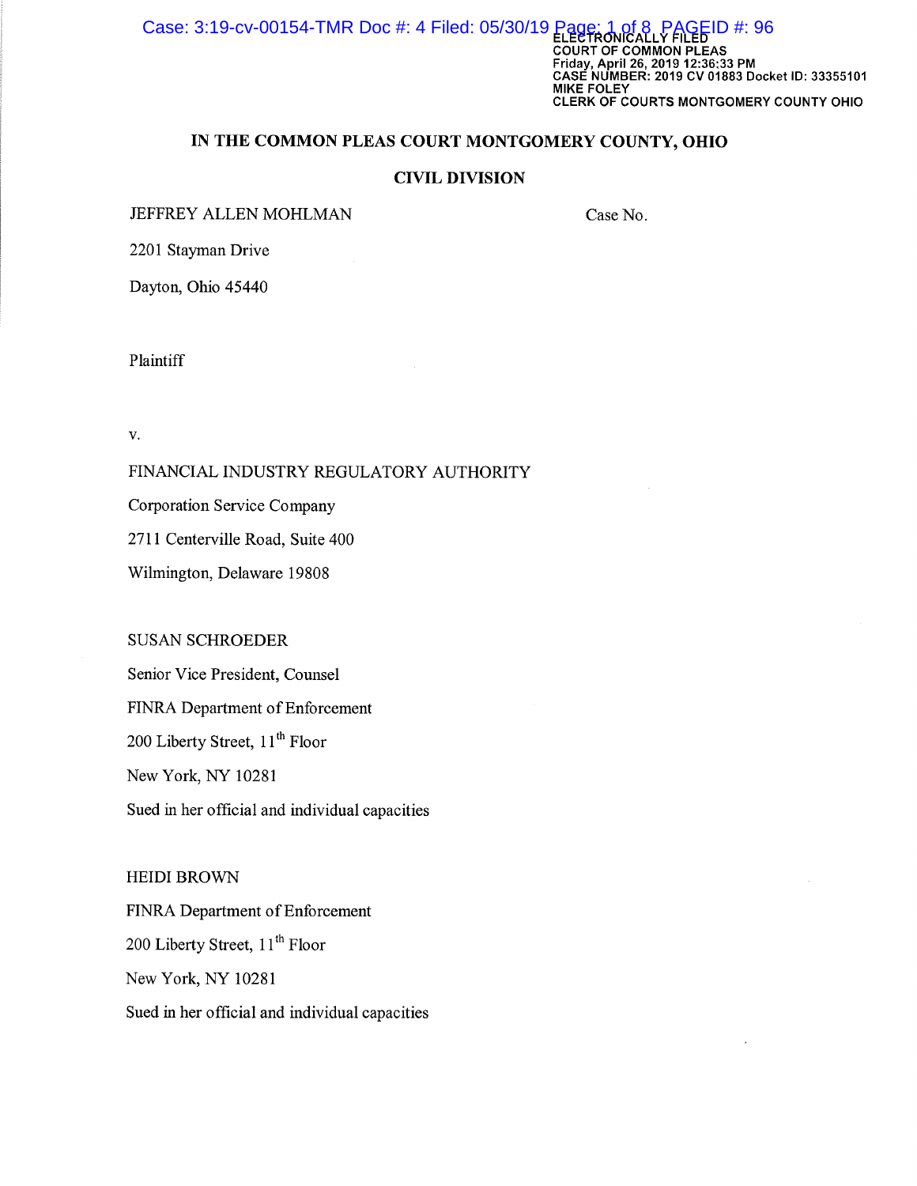ELECTRONICALLY FILED
COURT OF COMMON PLEAS
Friday, April 26, 2019 12:36:33 PM
CASE NUMBER: 2019 CV 01883 Docket ID: 33355101
MIKE FOLEY
CLERK OF COURTS MONTGOMERY COUNTY OHIO

**IN THE COMMON PLEAS COURT MONTGOMERY COUNTY, OHIO**

**CIVIL DIVISION**

JEFFREY ALLEN MOHLMAN

2201 Stayman Drive

Dayton, Ohio 45440

Case No.

Plaintiff

v.

FINANCIAL INDUSTRY REGULATORY AUTHORITY

Corporation Service Company

2711 Centerville Road, Suite 400

Wilmington, Delaware 19808

SUSAN SCHROEDER

Senior Vice President, Counsel

FINRA Department of Enforcement

200 Liberty Street, 11th Floor

New York, NY 10281

Sued in her official and individual capacities

HEIDI BROWN

FINRA Department of Enforcement

200 Liberty Street, 11th Floor

New York, NY 10281

Sued in her official and individual capacities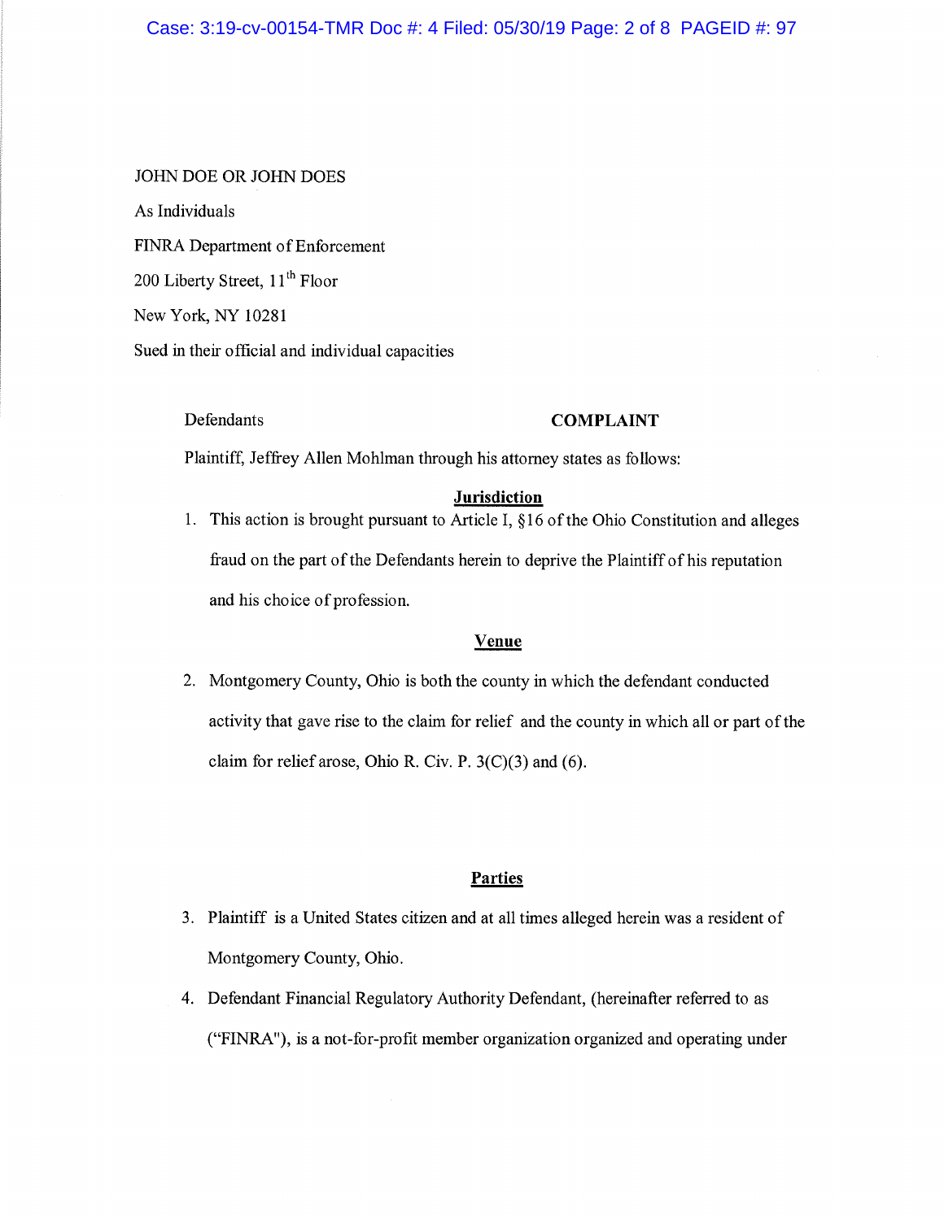JOHN DOE OR JOHN DOES

As Individuals

FINRA Department of Enforcement

200 Liberty Street, 11th Floor

New York, NY 10281

Sued in their official and individual capacities

Defendants **COMPLAINT**

Plaintiff, Jeffrey Allen Mohlman through his attorney states as follows:

**Jurisdiction**

1. This action is brought pursuant to Article I, §16 of the Ohio Constitution and alleges fraud on the part of the Defendants herein to deprive the Plaintiff of his reputation and his choice of profession.

**Venue**

2. Montgomery County, Ohio is both the county in which the defendant conducted activity that gave rise to the claim for relief and the county in which all or part of the claim for relief arose, Ohio R. Civ. P. 3(C)(3) and (6).

**Parties**

3. Plaintiff is a United States citizen and at all times alleged herein was a resident of Montgomery County, Ohio.

4. Defendant Financial Regulatory Authority Defendant, (hereinafter referred to as ("FINRA"), is a not-for-profit member organization organized and operating under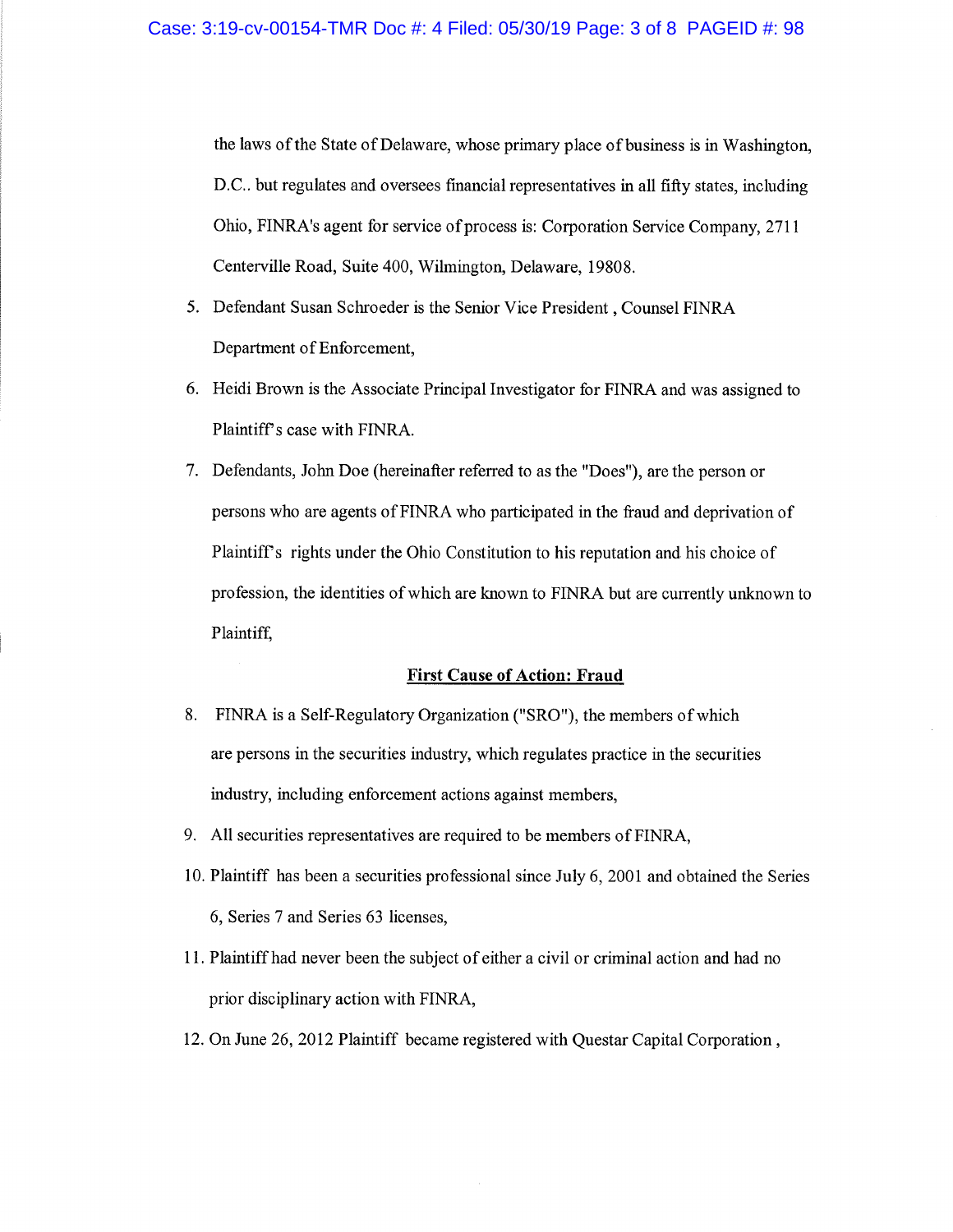the laws of the State of Delaware, whose primary place of business is in Washington, D.C.. but regulates and oversees financial representatives in all fifty states, including Ohio, FINRA's agent for service of process is: Corporation Service Company, 2711 Centerville Road, Suite 400, Wilmington, Delaware, 19808.

5. Defendant Susan Schroeder is the Senior Vice President , Counsel FINRA Department of Enforcement,
6. Heidi Brown is the Associate Principal Investigator for FINRA and was assigned to Plaintiff's case with FINRA.
7. Defendants, John Doe (hereinafter referred to as the "Does"), are the person or persons who are agents of FINRA who participated in the fraud and deprivation of Plaintiff's rights under the Ohio Constitution to his reputation and his choice of profession, the identities of which are known to FINRA but are currently unknown to Plaintiff,

**<u>First Cause of Action: Fraud</u>**

8. FINRA is a Self-Regulatory Organization ("SRO"), the members of which are persons in the securities industry, which regulates practice in the securities industry, including enforcement actions against members,
9. All securities representatives are required to be members of FINRA,
10. Plaintiff has been a securities professional since July 6, 2001 and obtained the Series 6, Series 7 and Series 63 licenses,
11. Plaintiff had never been the subject of either a civil or criminal action and had no prior disciplinary action with FINRA,
12. On June 26, 2012 Plaintiff became registered with Questar Capital Corporation ,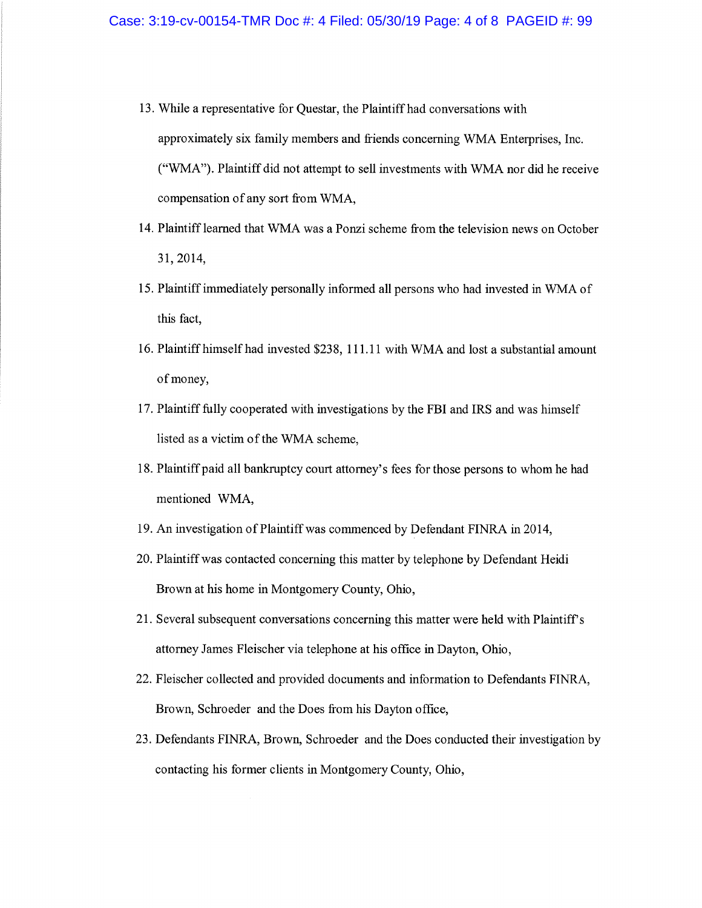13. While a representative for Questar, the Plaintiff had conversations with approximately six family members and friends concerning WMA Enterprises, Inc. ("WMA"). Plaintiff did not attempt to sell investments with WMA nor did he receive compensation of any sort from WMA,
14. Plaintiff learned that WMA was a Ponzi scheme from the television news on October 31, 2014,
15. Plaintiff immediately personally informed all persons who had invested in WMA of this fact,
16. Plaintiff himself had invested $238, 111.11 with WMA and lost a substantial amount of money,
17. Plaintiff fully cooperated with investigations by the FBI and IRS and was himself listed as a victim of the WMA scheme,
18. Plaintiff paid all bankruptcy court attorney's fees for those persons to whom he had mentioned WMA,
19. An investigation of Plaintiff was commenced by Defendant FINRA in 2014,
20. Plaintiff was contacted concerning this matter by telephone by Defendant Heidi Brown at his home in Montgomery County, Ohio,
21. Several subsequent conversations concerning this matter were held with Plaintiff's attorney James Fleischer via telephone at his office in Dayton, Ohio,
22. Fleischer collected and provided documents and information to Defendants FINRA, Brown, Schroeder and the Does from his Dayton office,
23. Defendants FINRA, Brown, Schroeder and the Does conducted their investigation by contacting his former clients in Montgomery County, Ohio,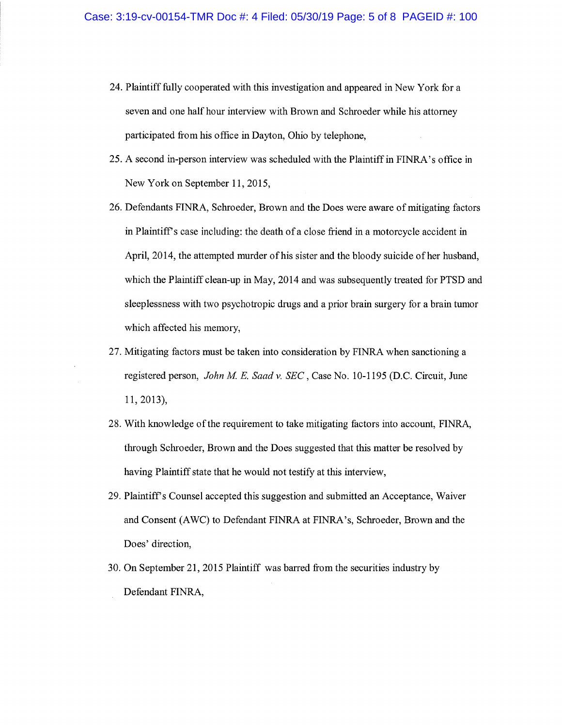24. Plaintiff fully cooperated with this investigation and appeared in New York for a seven and one half hour interview with Brown and Schroeder while his attorney participated from his office in Dayton, Ohio by telephone,

25. A second in-person interview was scheduled with the Plaintiff in FINRA's office in New York on September 11, 2015,

26. Defendants FINRA, Schroeder, Brown and the Does were aware of mitigating factors in Plaintiff's case including: the death of a close friend in a motorcycle accident in April, 2014, the attempted murder of his sister and the bloody suicide of her husband, which the Plaintiff clean-up in May, 2014 and was subsequently treated for PTSD and sleeplessness with two psychotropic drugs and a prior brain surgery for a brain tumor which affected his memory,

27. Mitigating factors must be taken into consideration by FINRA when sanctioning a registered person, *John M. E. Saad v. SEC* , Case No. 10-1195 (D.C. Circuit, June 11, 2013),

28. With knowledge of the requirement to take mitigating factors into account, FINRA, through Schroeder, Brown and the Does suggested that this matter be resolved by having Plaintiff state that he would not testify at this interview,

29. Plaintiff's Counsel accepted this suggestion and submitted an Acceptance, Waiver and Consent (AWC) to Defendant FINRA at FINRA's, Schroeder, Brown and the Does' direction,

30. On September 21, 2015 Plaintiff was barred from the securities industry by Defendant FINRA,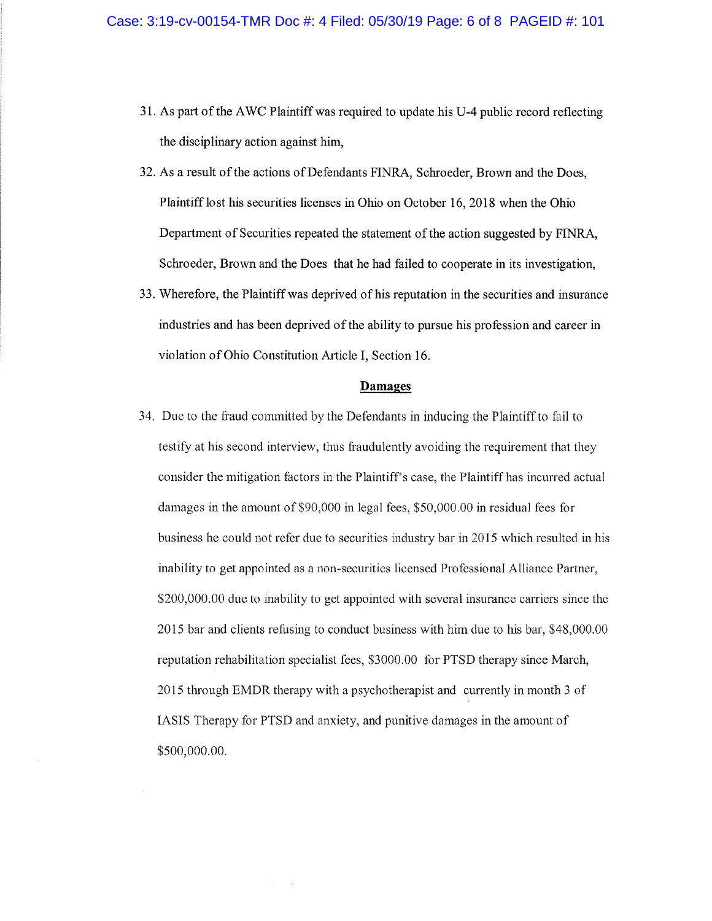31. As part of the AWC Plaintiff was required to update his U-4 public record reflecting the disciplinary action against him,

32. As a result of the actions of Defendants FINRA, Schroeder, Brown and the Does, Plaintiff lost his securities licenses in Ohio on October 16, 2018 when the Ohio Department of Securities repeated the statement of the action suggested by FINRA, Schroeder, Brown and the Does that he had failed to cooperate in its investigation,

33. Wherefore, the Plaintiff was deprived of his reputation in the securities and insurance industries and has been deprived of the ability to pursue his profession and career in violation of Ohio Constitution Article I, Section 16.

## Damages

34. Due to the fraud committed by the Defendants in inducing the Plaintiff to fail to testify at his second interview, thus fraudulently avoiding the requirement that they consider the mitigation factors in the Plaintiff's case, the Plaintiff has incurred actual damages in the amount of $90,000 in legal fees, $50,000.00 in residual fees for business he could not refer due to securities industry bar in 2015 which resulted in his inability to get appointed as a non-securities licensed Professional Alliance Partner, $200,000.00 due to inability to get appointed with several insurance carriers since the 2015 bar and clients refusing to conduct business with him due to his bar, $48,000.00 reputation rehabilitation specialist fees, $3000.00 for PTSD therapy since March, 2015 through EMDR therapy with a psychotherapist and currently in month 3 of IASIS Therapy for PTSD and anxiety, and punitive damages in the amount of $500,000.00.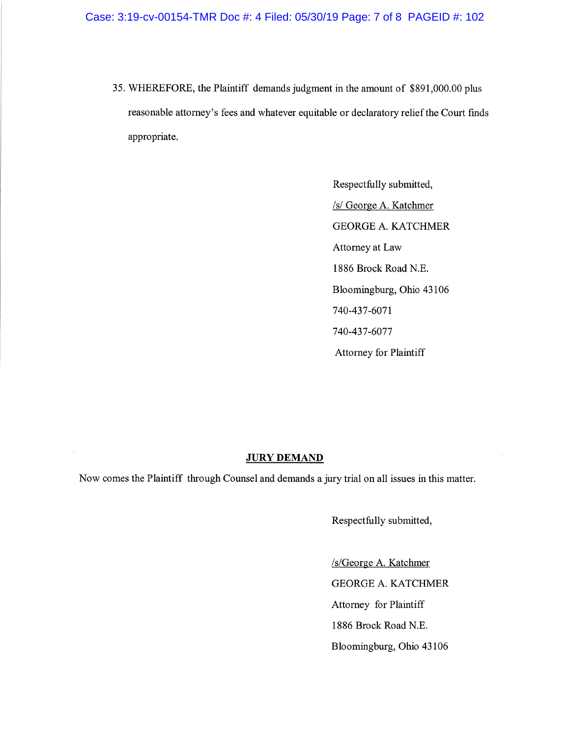35. WHEREFORE, the Plaintiff demands judgment in the amount of $891,000.00 plus reasonable attorney's fees and whatever equitable or declaratory relief the Court finds appropriate.

Respectfully submitted,

/s/ George A. Katchmer

GEORGE A. KATCHMER

Attorney at Law

1886 Brock Road N.E.

Bloomingburg, Ohio 43106

740-437-6071

740-437-6077

Attorney for Plaintiff

## JURY DEMAND

Now comes the Plaintiff through Counsel and demands a jury trial on all issues in this matter.

Respectfully submitted,

/s/George A. Katchmer

GEORGE A. KATCHMER

Attorney for Plaintiff

1886 Brock Road N.E.

Bloomingburg, Ohio 43106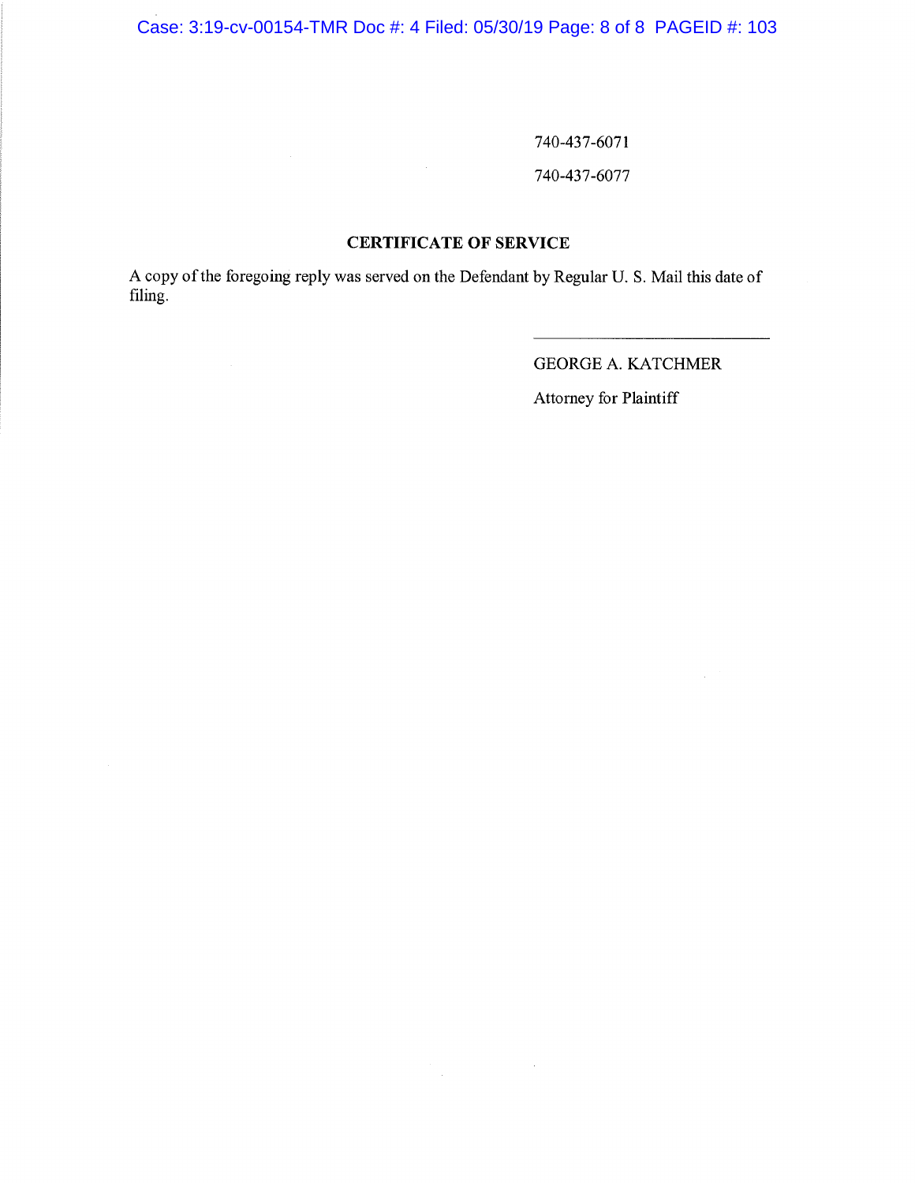740-437-6071

740-437-6077

**CERTIFICATE OF SERVICE**

A copy of the foregoing reply was served on the Defendant by Regular U. S. Mail this date of filing.

\_\_\_\_\_\_\_\_\_\_\_\_\_\_\_\_\_\_\_\_\_\_\_\_\_\_\_\_\_\_

GEORGE A. KATCHMER

Attorney for Plaintiff